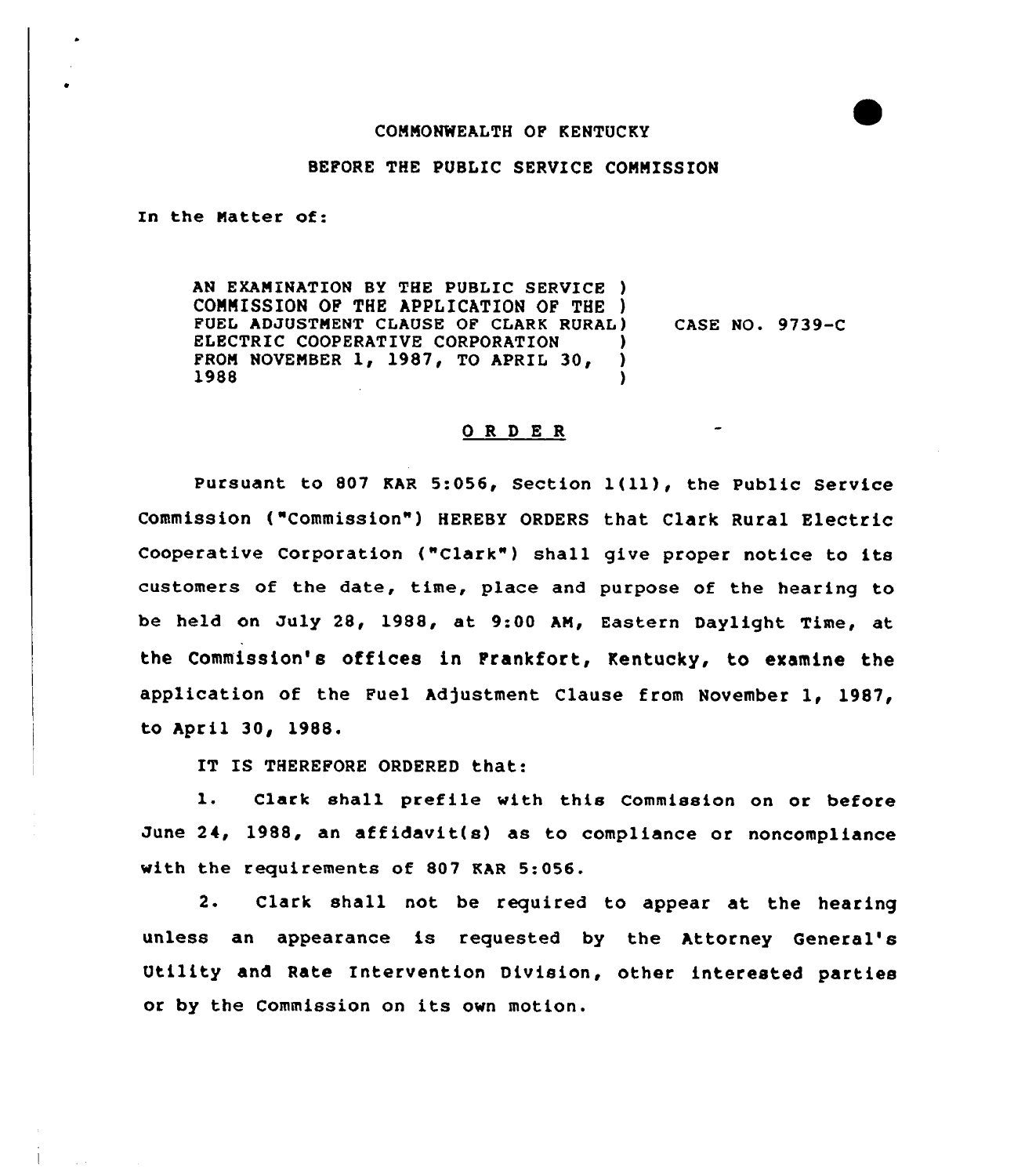COMMONWEALTH OF KENTUCKY

BEFORE THE PUBLIC SERVICE COMMISSION

In the Matter of:

| | | |
|---|---|---|
| AN EXAMINATION BY THE PUBLIC SERVICE COMMISSION OF THE APPLICATION OF THE FUEL ADJUSTMENT CLAUSE OF CLARK RURAL ELECTRIC COOPERATIVE CORPORATION FROM NOVEMBER 1, 1987, TO APRIL 30, 1988 | ) | CASE NO. 9739-C |

## O R D E R

Pursuant to 807 KAR 5:056, Section 1(11), the Public Service Commission ("Commission") HEREBY ORDERS that Clark Rural Electric Cooperative Corporation ("Clark") shall give proper notice to its customers of the date, time, place and purpose of the hearing to be held on July 28, 1988, at 9:00 AM, Eastern Daylight Time, at the Commission's offices in Frankfort, Kentucky, to examine the application of the Fuel Adjustment Clause from November 1, 1987, to April 30, 1988.

IT IS THEREFORE ORDERED that:

1. Clark shall prefile with this Commission on or before June 24, 1988, an affidavit(s) as to compliance or noncompliance with the requirements of 807 KAR 5:056.

2. Clark shall not be required to appear at the hearing unless an appearance is requested by the Attorney General's Utility and Rate Intervention Division, other interested parties or by the Commission on its own motion.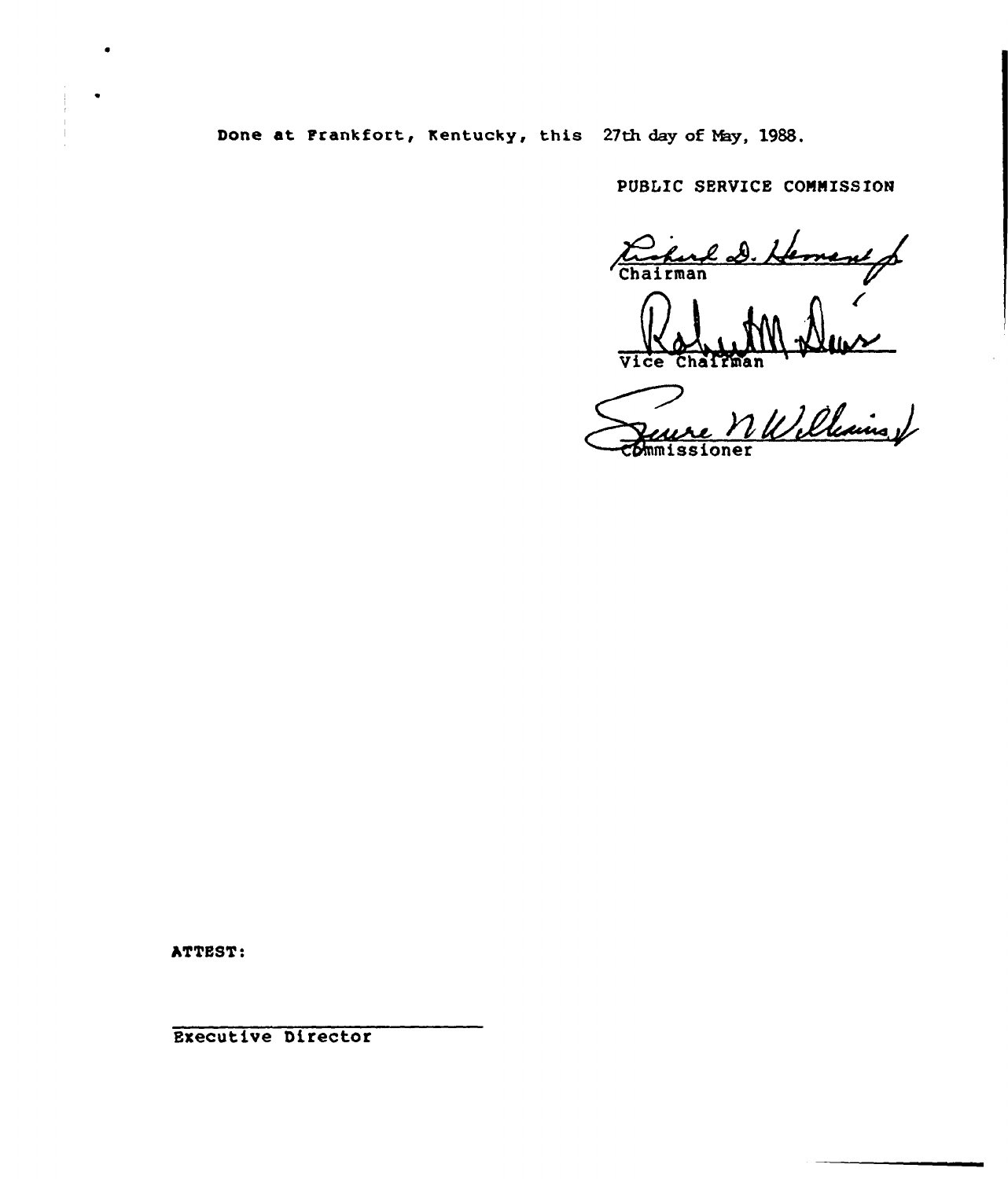Done at Frankfort, Kentucky, this 27th day of May, 1988.

PUBLIC SERVICE COMMISSION

Chairman

Vice Chairman

Commissioner

ATTEST:

Executive Director